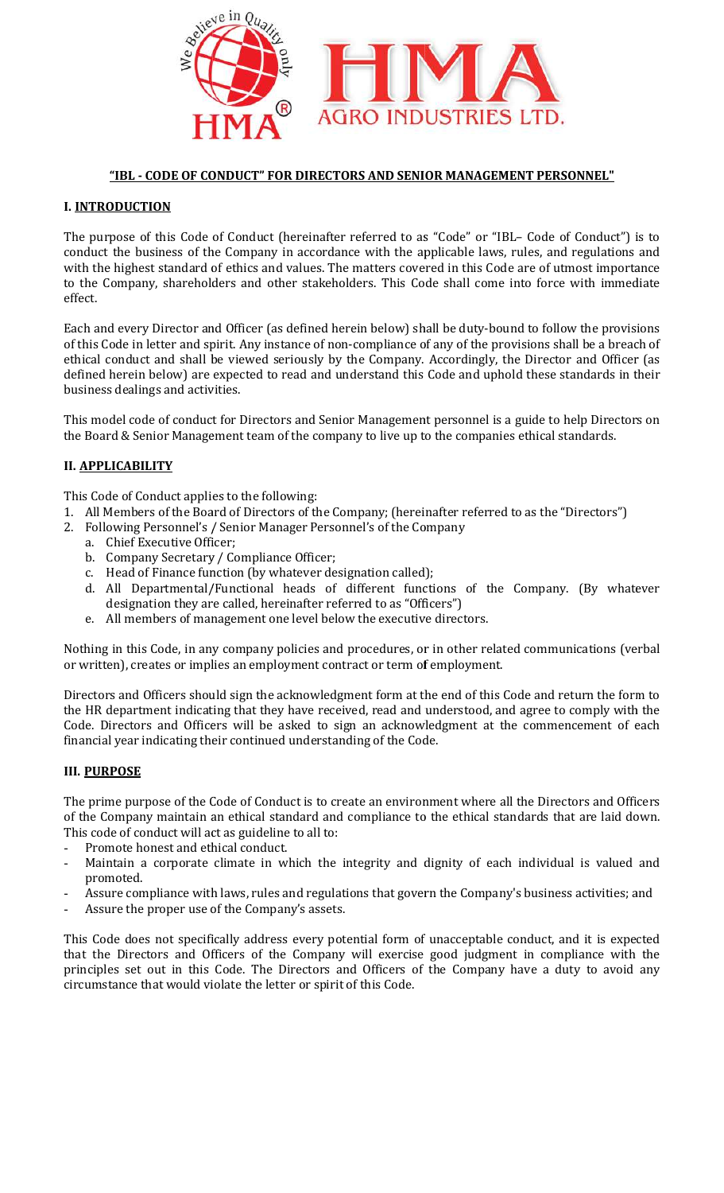# "IBL - CODE OF CONDUCT" FOR DIRECTORS AND SENIOR MANAGEMENT PERSONNEL"

## I. INTRODUCTION

The purpose of this Code of Conduct (hereinafter referred to as "Code" or "IBL– Code of Conduct") is to conduct the business of the Company in accordance with the applicable laws, rules, and regulations and with the highest standard of ethics and values. The matters covered in this Code are of utmost importance to the Company, shareholders and other stakeholders. This Code shall come into force with immediate effect.

Each and every Director and Officer (as defined herein below) shall be duty-bound to follow the provisions of this Code in letter and spirit. Any instance of non-compliance of any of the provisions shall be a breach of ethical conduct and shall be viewed seriously by the Company. Accordingly, the Director and Officer (as defined herein below) are expected to read and understand this Code and uphold these standards in their business dealings and activities.

This model code of conduct for Directors and Senior Management personnel is a guide to help Directors on the Board & Senior Management team of the company to live up to the companies ethical standards.

## II. APPLICABILITY

This Code of Conduct applies to the following:

1. All Members of the Board of Directors of the Company; (hereinafter referred to as the "Directors")
2. Following Personnel's / Senior Manager Personnel's of the Company
   a. Chief Executive Officer;
   b. Company Secretary / Compliance Officer;
   c. Head of Finance function (by whatever designation called);
   d. All Departmental/Functional heads of different functions of the Company. (By whatever designation they are called, hereinafter referred to as "Officers")
   e. All members of management one level below the executive directors.

Nothing in this Code, in any company policies and procedures, or in other related communications (verbal or written), creates or implies an employment contract or term of employment.

Directors and Officers should sign the acknowledgment form at the end of this Code and return the form to the HR department indicating that they have received, read and understood, and agree to comply with the Code. Directors and Officers will be asked to sign an acknowledgment at the commencement of each financial year indicating their continued understanding of the Code.

## III. PURPOSE

The prime purpose of the Code of Conduct is to create an environment where all the Directors and Officers of the Company maintain an ethical standard and compliance to the ethical standards that are laid down. This code of conduct will act as guideline to all to:

- Promote honest and ethical conduct.
- Maintain a corporate climate in which the integrity and dignity of each individual is valued and promoted.
- Assure compliance with laws, rules and regulations that govern the Company's business activities; and
- Assure the proper use of the Company's assets.

This Code does not specifically address every potential form of unacceptable conduct, and it is expected that the Directors and Officers of the Company will exercise good judgment in compliance with the principles set out in this Code. The Directors and Officers of the Company have a duty to avoid any circumstance that would violate the letter or spirit of this Code.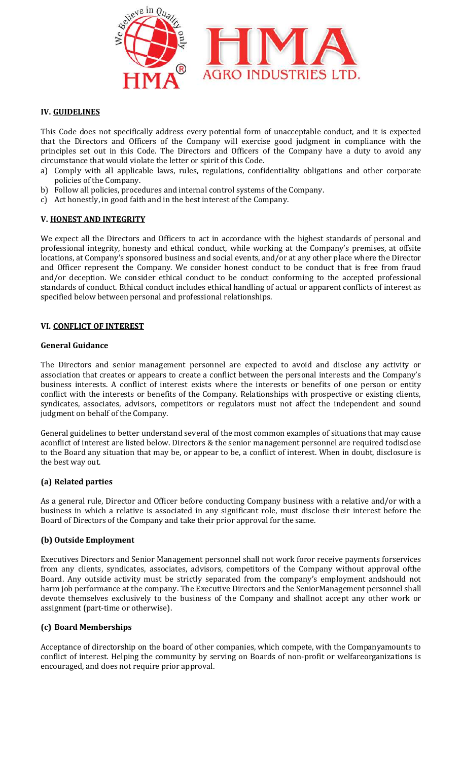## IV. GUIDELINES

This Code does not specifically address every potential form of unacceptable conduct, and it is expected that the Directors and Officers of the Company will exercise good judgment in compliance with the principles set out in this Code. The Directors and Officers of the Company have a duty to avoid any circumstance that would violate the letter or spirit of this Code.

a) Comply with all applicable laws, rules, regulations, confidentiality obligations and other corporate policies of the Company.
b) Follow all policies, procedures and internal control systems of the Company.
c) Act honestly, in good faith and in the best interest of the Company.

## V. HONEST AND INTEGRITY

We expect all the Directors and Officers to act in accordance with the highest standards of personal and professional integrity, honesty and ethical conduct, while working at the Company's premises, at offsite locations, at Company's sponsored business and social events, and/or at any other place where the Director and Officer represent the Company. We consider honest conduct to be conduct that is free from fraud and/or deception. We consider ethical conduct to be conduct conforming to the accepted professional standards of conduct. Ethical conduct includes ethical handling of actual or apparent conflicts of interest as specified below between personal and professional relationships.

## VI. CONFLICT OF INTEREST

**General Guidance**

The Directors and senior management personnel are expected to avoid and disclose any activity or association that creates or appears to create a conflict between the personal interests and the Company's business interests. A conflict of interest exists where the interests or benefits of one person or entity conflict with the interests or benefits of the Company. Relationships with prospective or existing clients, syndicates, associates, advisors, competitors or regulators must not affect the independent and sound judgment on behalf of the Company.

General guidelines to better understand several of the most common examples of situations that may cause aconflict of interest are listed below. Directors & the senior management personnel are required todisclose to the Board any situation that may be, or appear to be, a conflict of interest. When in doubt, disclosure is the best way out.

### (a) Related parties

As a general rule, Director and Officer before conducting Company business with a relative and/or with a business in which a relative is associated in any significant role, must disclose their interest before the Board of Directors of the Company and take their prior approval for the same.

### (b) Outside Employment

Executives Directors and Senior Management personnel shall not work foror receive payments forservices from any clients, syndicates, associates, advisors, competitors of the Company without approval ofthe Board. Any outside activity must be strictly separated from the company's employment andshould not harm job performance at the company. The Executive Directors and the SeniorManagement personnel shall devote themselves exclusively to the business of the Company and shallnot accept any other work or assignment (part-time or otherwise).

### (c) Board Memberships

Acceptance of directorship on the board of other companies, which compete, with the Companyamounts to conflict of interest. Helping the community by serving on Boards of non-profit or welfareorganizations is encouraged, and does not require prior approval.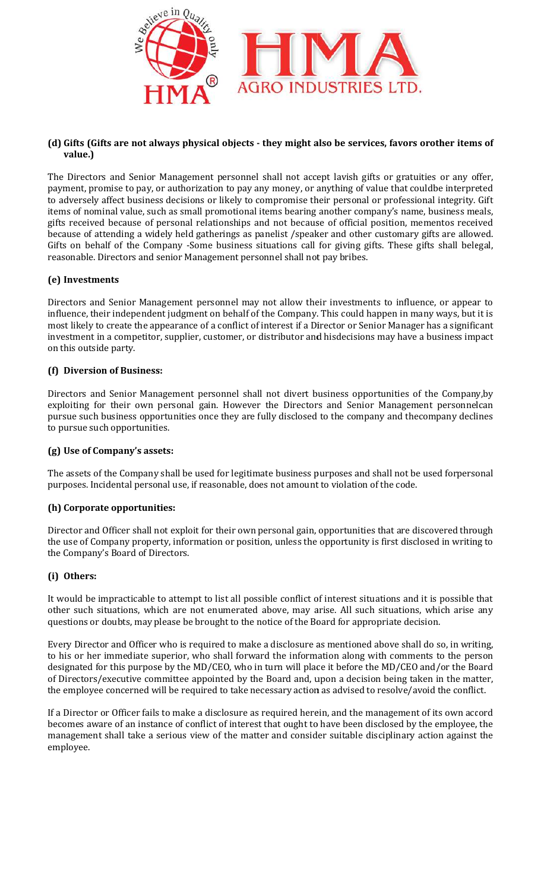#### (d) Gifts (Gifts are not always physical objects - they might also be services, favors orother items of value.)

The Directors and Senior Management personnel shall not accept lavish gifts or gratuities or any offer, payment, promise to pay, or authorization to pay any money, or anything of value that couldbe interpreted to adversely affect business decisions or likely to compromise their personal or professional integrity. Gift items of nominal value, such as small promotional items bearing another company's name, business meals, gifts received because of personal relationships and not because of official position, mementos received because of attending a widely held gatherings as panelist /speaker and other customary gifts are allowed. Gifts on behalf of the Company -Some business situations call for giving gifts. These gifts shall belegal, reasonable. Directors and senior Management personnel shall not pay bribes.

#### (e) Investments

Directors and Senior Management personnel may not allow their investments to influence, or appear to influence, their independent judgment on behalf of the Company. This could happen in many ways, but it is most likely to create the appearance of a conflict of interest if a Director or Senior Manager has a significant investment in a competitor, supplier, customer, or distributor and hisdecisions may have a business impact on this outside party.

#### (f) Diversion of Business:

Directors and Senior Management personnel shall not divert business opportunities of the Company,by exploiting for their own personal gain. However the Directors and Senior Management personnelcan pursue such business opportunities once they are fully disclosed to the company and thecompany declines to pursue such opportunities.

#### (g) Use of Company's assets:

The assets of the Company shall be used for legitimate business purposes and shall not be used forpersonal purposes. Incidental personal use, if reasonable, does not amount to violation of the code.

#### (h) Corporate opportunities:

Director and Officer shall not exploit for their own personal gain, opportunities that are discovered through the use of Company property, information or position, unless the opportunity is first disclosed in writing to the Company's Board of Directors.

#### (i) Others:

It would be impracticable to attempt to list all possible conflict of interest situations and it is possible that other such situations, which are not enumerated above, may arise. All such situations, which arise any questions or doubts, may please be brought to the notice of the Board for appropriate decision.

Every Director and Officer who is required to make a disclosure as mentioned above shall do so, in writing, to his or her immediate superior, who shall forward the information along with comments to the person designated for this purpose by the MD/CEO, who in turn will place it before the MD/CEO and/or the Board of Directors/executive committee appointed by the Board and, upon a decision being taken in the matter, the employee concerned will be required to take necessary action as advised to resolve/avoid the conflict.

If a Director or Officer fails to make a disclosure as required herein, and the management of its own accord becomes aware of an instance of conflict of interest that ought to have been disclosed by the employee, the management shall take a serious view of the matter and consider suitable disciplinary action against the employee.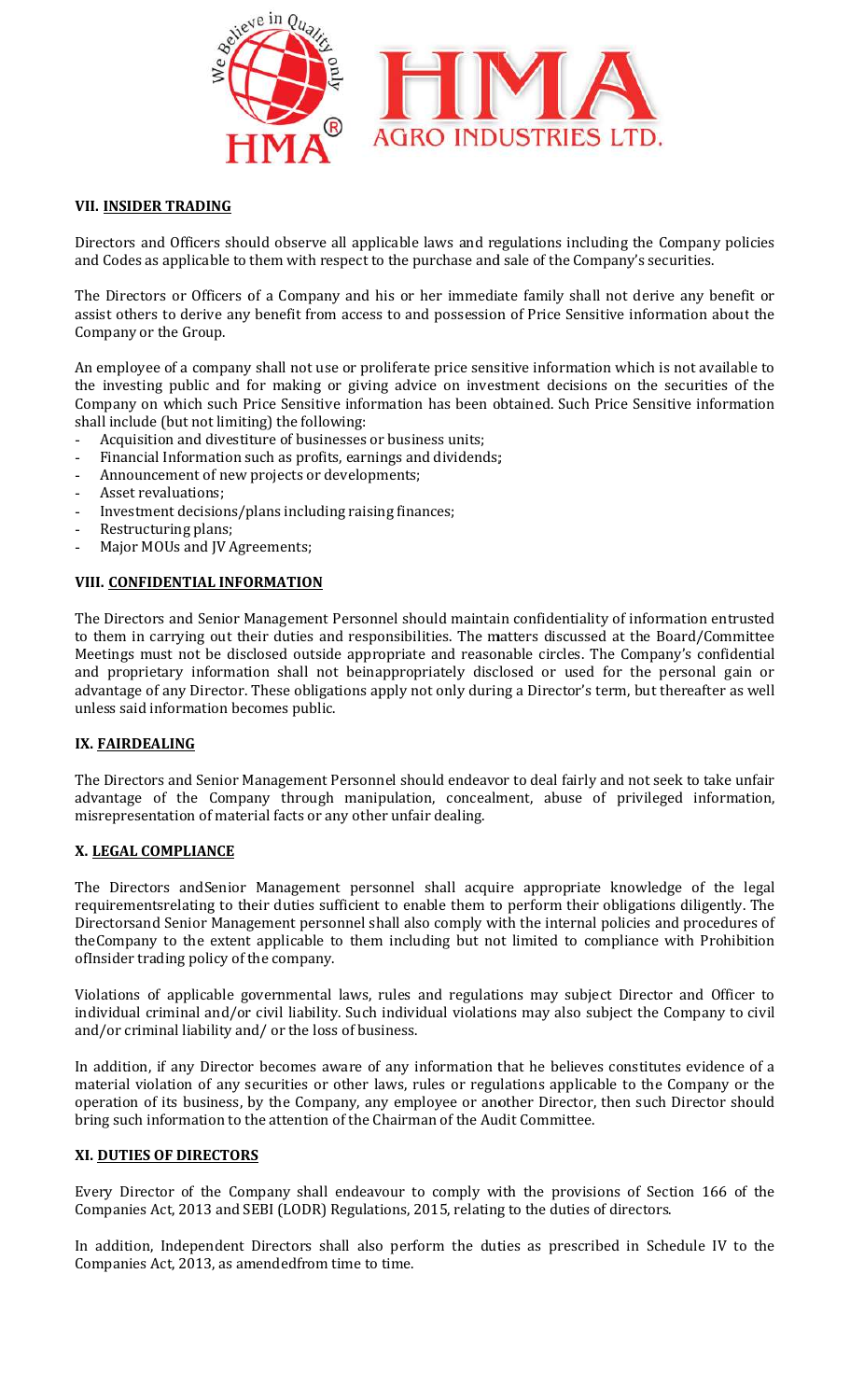## VII. INSIDER TRADING

Directors and Officers should observe all applicable laws and regulations including the Company policies and Codes as applicable to them with respect to the purchase and sale of the Company's securities.

The Directors or Officers of a Company and his or her immediate family shall not derive any benefit or assist others to derive any benefit from access to and possession of Price Sensitive information about the Company or the Group.

An employee of a company shall not use or proliferate price sensitive information which is not available to the investing public and for making or giving advice on investment decisions on the securities of the Company on which such Price Sensitive information has been obtained. Such Price Sensitive information shall include (but not limiting) the following:

- Acquisition and divestiture of businesses or business units;
- Financial Information such as profits, earnings and dividends;
- Announcement of new projects or developments;
- Asset revaluations;
- Investment decisions/plans including raising finances;
- Restructuring plans;
- Major MOUs and JV Agreements;

## VIII. CONFIDENTIAL INFORMATION

The Directors and Senior Management Personnel should maintain confidentiality of information entrusted to them in carrying out their duties and responsibilities. The matters discussed at the Board/Committee Meetings must not be disclosed outside appropriate and reasonable circles. The Company's confidential and proprietary information shall not beinappropriately disclosed or used for the personal gain or advantage of any Director. These obligations apply not only during a Director's term, but thereafter as well unless said information becomes public.

## IX. FAIRDEALING

The Directors and Senior Management Personnel should endeavor to deal fairly and not seek to take unfair advantage of the Company through manipulation, concealment, abuse of privileged information, misrepresentation of material facts or any other unfair dealing.

## X. LEGAL COMPLIANCE

The Directors andSenior Management personnel shall acquire appropriate knowledge of the legal requirementsrelating to their duties sufficient to enable them to perform their obligations diligently. The Directorsand Senior Management personnel shall also comply with the internal policies and procedures of theCompany to the extent applicable to them including but not limited to compliance with Prohibition ofInsider trading policy of the company.

Violations of applicable governmental laws, rules and regulations may subject Director and Officer to individual criminal and/or civil liability. Such individual violations may also subject the Company to civil and/or criminal liability and/ or the loss of business.

In addition, if any Director becomes aware of any information that he believes constitutes evidence of a material violation of any securities or other laws, rules or regulations applicable to the Company or the operation of its business, by the Company, any employee or another Director, then such Director should bring such information to the attention of the Chairman of the Audit Committee.

## XI. DUTIES OF DIRECTORS

Every Director of the Company shall endeavour to comply with the provisions of Section 166 of the Companies Act, 2013 and SEBI (LODR) Regulations, 2015, relating to the duties of directors.

In addition, Independent Directors shall also perform the duties as prescribed in Schedule IV to the Companies Act, 2013, as amendedfrom time to time.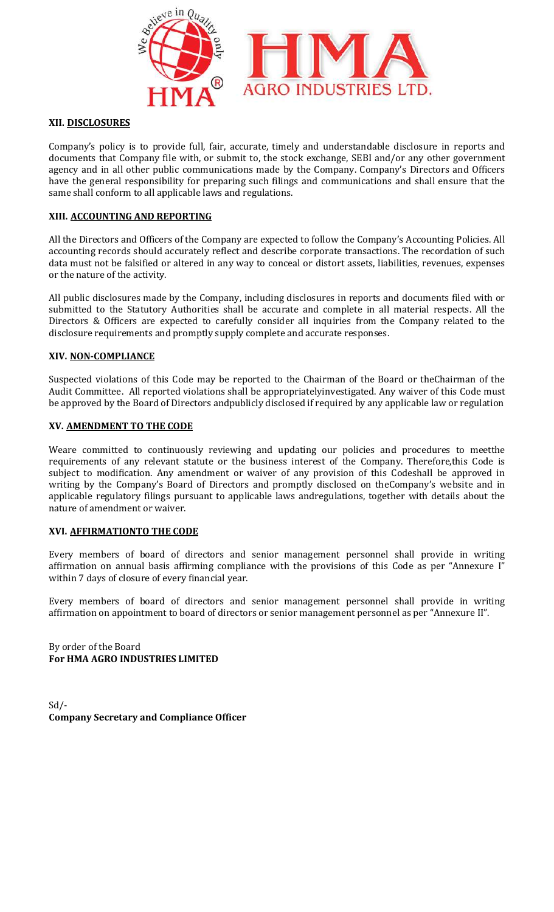### XII. DISCLOSURES

Company's policy is to provide full, fair, accurate, timely and understandable disclosure in reports and documents that Company file with, or submit to, the stock exchange, SEBI and/or any other government agency and in all other public communications made by the Company. Company's Directors and Officers have the general responsibility for preparing such filings and communications and shall ensure that the same shall conform to all applicable laws and regulations.

### XIII. ACCOUNTING AND REPORTING

All the Directors and Officers of the Company are expected to follow the Company's Accounting Policies. All accounting records should accurately reflect and describe corporate transactions. The recordation of such data must not be falsified or altered in any way to conceal or distort assets, liabilities, revenues, expenses or the nature of the activity.

All public disclosures made by the Company, including disclosures in reports and documents filed with or submitted to the Statutory Authorities shall be accurate and complete in all material respects. All the Directors & Officers are expected to carefully consider all inquiries from the Company related to the disclosure requirements and promptly supply complete and accurate responses.

### XIV. NON-COMPLIANCE

Suspected violations of this Code may be reported to the Chairman of the Board or theChairman of the Audit Committee. All reported violations shall be appropriatelyinvestigated. Any waiver of this Code must be approved by the Board of Directors andpublicly disclosed if required by any applicable law or regulation

### XV. AMENDMENT TO THE CODE

Weare committed to continuously reviewing and updating our policies and procedures to meetthe requirements of any relevant statute or the business interest of the Company. Therefore,this Code is subject to modification. Any amendment or waiver of any provision of this Codeshall be approved in writing by the Company's Board of Directors and promptly disclosed on theCompany's website and in applicable regulatory filings pursuant to applicable laws andregulations, together with details about the nature of amendment or waiver.

### XVI. AFFIRMATIONTO THE CODE

Every members of board of directors and senior management personnel shall provide in writing affirmation on annual basis affirming compliance with the provisions of this Code as per "Annexure I" within 7 days of closure of every financial year.

Every members of board of directors and senior management personnel shall provide in writing affirmation on appointment to board of directors or senior management personnel as per "Annexure II".

By order of the Board
**For HMA AGRO INDUSTRIES LIMITED**

Sd/-
**Company Secretary and Compliance Officer**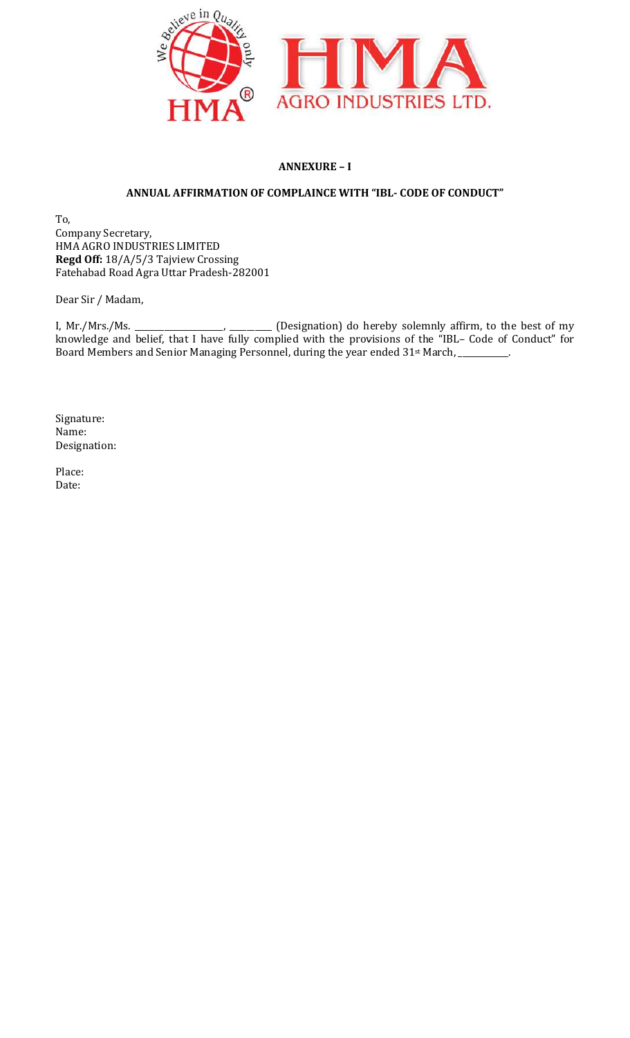**ANNEXURE – I**

**ANNUAL AFFIRMATION OF COMPLAINCE WITH "IBL- CODE OF CONDUCT"**

To,
Company Secretary,
HMA AGRO INDUSTRIES LIMITED
**Regd Off:** 18/A/5/3 Tajview Crossing
Fatehabad Road Agra Uttar Pradesh-282001

Dear Sir / Madam,

I, Mr./Mrs./Ms. ____________________, _________ (Designation) do hereby solemnly affirm, to the best of my knowledge and belief, that I have fully complied with the provisions of the "IBL– Code of Conduct" for Board Members and Senior Managing Personnel, during the year ended 31st March, ___________.

Signature:
Name:
Designation:

Place:
Date: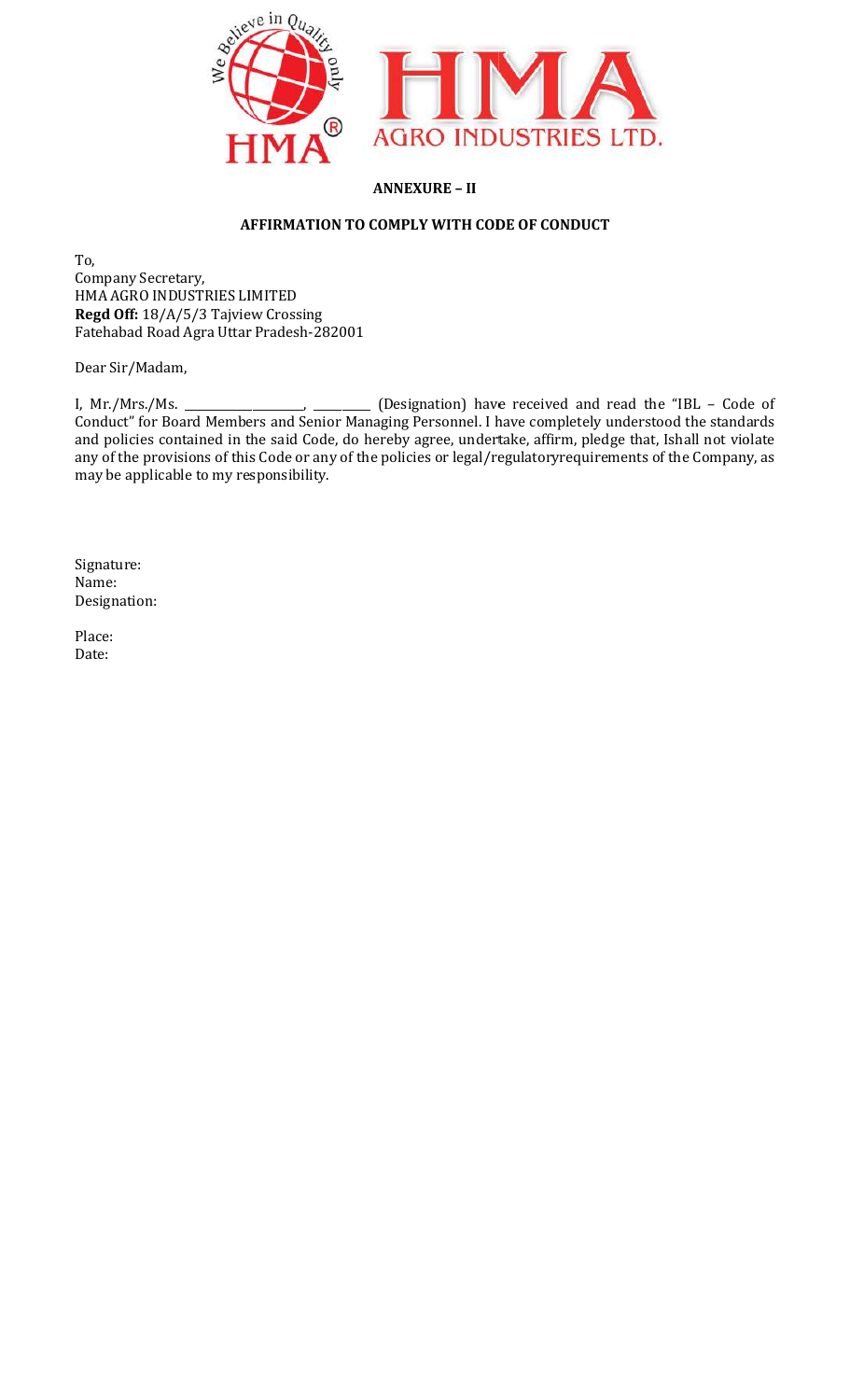## ANNEXURE – II

### AFFIRMATION TO COMPLY WITH CODE OF CONDUCT

To,
Company Secretary,
HMA AGRO INDUSTRIES LIMITED
**Regd Off:** 18/A/5/3 Tajview Crossing
Fatehabad Road Agra Uttar Pradesh-282001

Dear Sir/Madam,

I, Mr./Mrs./Ms. ___________________, _________ (Designation) have received and read the "IBL – Code of Conduct" for Board Members and Senior Managing Personnel. I have completely understood the standards and policies contained in the said Code, do hereby agree, undertake, affirm, pledge that, Ishall not violate any of the provisions of this Code or any of the policies or legal/regulatoryrequirements of the Company, as may be applicable to my responsibility.

Signature:
Name:
Designation:

Place:
Date: